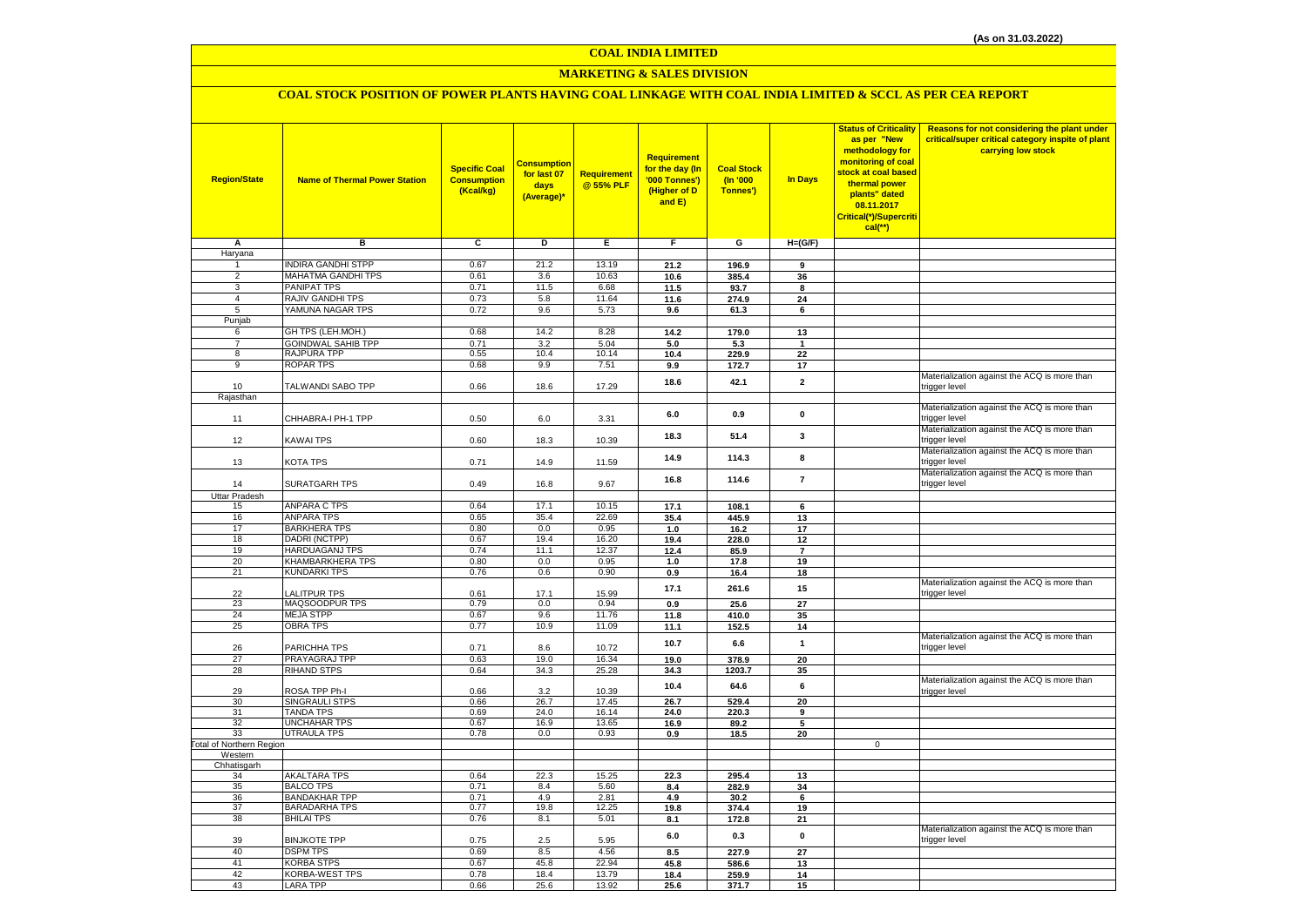(As on 31.03.2022)

# COAL INDIA LIMITED

## MARKETING & SALES DIVISION

### COAL STOCK POSITION OF POWER PLANTS HAVING COAL LINKAGE WITH COAL INDIA LIMITED & SCCL AS PER CEA REPORT

| Region/State | Name of Thermal Power Station | Specific Coal Consumption (Kcal/kg) | Consumption for last 07 days (Average)* | Requirement @ 55% PLF | Requirement for the day (In '000 Tonnes') (Higher of D and E) | Coal Stock (In '000 Tonnes') | In Days | Status of Criticality as per "New methodology for monitoring of coal stock at coal based thermal power plants" dated 08.11.2017 Critical(*)/Supercritical(**) | Reasons for not considering the plant under critical/super critical category inspite of plant carrying low stock |
|---|---|---|---|---|---|---|---|---|---|
| A | B | C | D | E | F | G | H=(G/F) | | |
| Haryana | | | | | | | | | |
| 1 | INDIRA GANDHI STPP | 0.67 | 21.2 | 13.19 | 21.2 | 196.9 | 9 | | |
| 2 | MAHATMA GANDHI TPS | 0.61 | 3.6 | 10.63 | 10.6 | 385.4 | 36 | | |
| 3 | PANIPAT TPS | 0.71 | 11.5 | 6.68 | 11.5 | 93.7 | 8 | | |
| 4 | RAJIV GANDHI TPS | 0.73 | 5.8 | 11.64 | 11.6 | 274.9 | 24 | | |
| 5 | YAMUNA NAGAR TPS | 0.72 | 9.6 | 5.73 | 9.6 | 61.3 | 6 | | |
| Punjab | | | | | | | | | |
| 6 | GH TPS (LEH.MOH.) | 0.68 | 14.2 | 8.28 | 14.2 | 179.0 | 13 | | |
| 7 | GOINDWAL SAHIB TPP | 0.71 | 3.2 | 5.04 | 5.0 | 5.3 | 1 | | |
| 8 | RAJPURA TPP | 0.55 | 10.4 | 10.14 | 10.4 | 229.9 | 22 | | |
| 9 | ROPAR TPS | 0.68 | 9.9 | 7.51 | 9.9 | 172.7 | 17 | | |
| 10 | TALWANDI SABO TPP | 0.66 | 18.6 | 17.29 | 18.6 | 42.1 | 2 | | Materialization against the ACQ is more than trigger level |
| Rajasthan | | | | | | | | | |
| 11 | CHHABRA-I PH-1 TPP | 0.50 | 6.0 | 3.31 | 6.0 | 0.9 | 0 | | Materialization against the ACQ is more than trigger level |
| 12 | KAWAI TPS | 0.60 | 18.3 | 10.39 | 18.3 | 51.4 | 3 | | Materialization against the ACQ is more than trigger level |
| 13 | KOTA TPS | 0.71 | 14.9 | 11.59 | 14.9 | 114.3 | 8 | | Materialization against the ACQ is more than trigger level |
| 14 | SURATGARH TPS | 0.49 | 16.8 | 9.67 | 16.8 | 114.6 | 7 | | Materialization against the ACQ is more than trigger level |
| Uttar Pradesh | | | | | | | | | |
| 15 | ANPARA C TPS | 0.64 | 17.1 | 10.15 | 17.1 | 108.1 | 6 | | |
| 16 | ANPARA TPS | 0.65 | 35.4 | 22.69 | 35.4 | 445.9 | 13 | | |
| 17 | BARKHERA TPS | 0.80 | 0.0 | 0.95 | 1.0 | 16.2 | 17 | | |
| 18 | DADRI (NCTPP) | 0.67 | 19.4 | 16.20 | 19.4 | 228.0 | 12 | | |
| 19 | HARDUAGANJ TPS | 0.74 | 11.1 | 12.37 | 12.4 | 85.9 | 7 | | |
| 20 | KHAMBARKHERA TPS | 0.80 | 0.0 | 0.95 | 1.0 | 17.8 | 19 | | |
| 21 | KUNDARKI TPS | 0.76 | 0.6 | 0.90 | 0.9 | 16.4 | 18 | | |
| 22 | LALITPUR TPS | 0.61 | 17.1 | 15.99 | 17.1 | 261.6 | 15 | | Materialization against the ACQ is more than trigger level |
| 23 | MAQSOODPUR TPS | 0.79 | 0.0 | 0.94 | 0.9 | 25.6 | 27 | | |
| 24 | MEJA STPP | 0.67 | 9.6 | 11.76 | 11.8 | 410.0 | 35 | | |
| 25 | OBRA TPS | 0.77 | 10.9 | 11.09 | 11.1 | 152.5 | 14 | | |
| 26 | PARICHHA TPS | 0.71 | 8.6 | 10.72 | 10.7 | 6.6 | 1 | | Materialization against the ACQ is more than trigger level |
| 27 | PRAYAGRAJ TPP | 0.63 | 19.0 | 16.34 | 19.0 | 378.9 | 20 | | |
| 28 | RIHAND STPS | 0.64 | 34.3 | 25.28 | 34.3 | 1203.7 | 35 | | |
| 29 | ROSA TPP Ph-I | 0.66 | 3.2 | 10.39 | 10.4 | 64.6 | 6 | | Materialization against the ACQ is more than trigger level |
| 30 | SINGRAULI STPS | 0.66 | 26.7 | 17.45 | 26.7 | 529.4 | 20 | | |
| 31 | TANDA TPS | 0.69 | 24.0 | 16.14 | 24.0 | 220.3 | 9 | | |
| 32 | UNCHAHAR TPS | 0.67 | 16.9 | 13.65 | 16.9 | 89.2 | 5 | | |
| 33 | UTRAULA TPS | 0.78 | 0.0 | 0.93 | 0.9 | 18.5 | 20 | | |
| Total of Northern Region | | | | | | | | 0 | |
| Western | | | | | | | | | |
| Chhatisgarh | | | | | | | | | |
| 34 | AKALTARA TPS | 0.64 | 22.3 | 15.25 | 22.3 | 295.4 | 13 | | |
| 35 | BALCO TPS | 0.71 | 8.4 | 5.60 | 8.4 | 282.9 | 34 | | |
| 36 | BANDAKHAR TPP | 0.71 | 4.9 | 2.81 | 4.9 | 30.2 | 6 | | |
| 37 | BARADARHA TPS | 0.77 | 19.8 | 12.25 | 19.8 | 374.4 | 19 | | |
| 38 | BHILAI TPS | 0.76 | 8.1 | 5.01 | 8.1 | 172.8 | 21 | | |
| 39 | BINJKOTE TPP | 0.75 | 2.5 | 5.95 | 6.0 | 0.3 | 0 | | Materialization against the ACQ is more than trigger level |
| 40 | DSPM TPS | 0.69 | 8.5 | 4.56 | 8.5 | 227.9 | 27 | | |
| 41 | KORBA STPS | 0.67 | 45.8 | 22.94 | 45.8 | 586.6 | 13 | | |
| 42 | KORBA-WEST TPS | 0.78 | 18.4 | 13.79 | 18.4 | 259.9 | 14 | | |
| 43 | LARA TPP | 0.66 | 25.6 | 13.92 | 25.6 | 371.7 | 15 | | |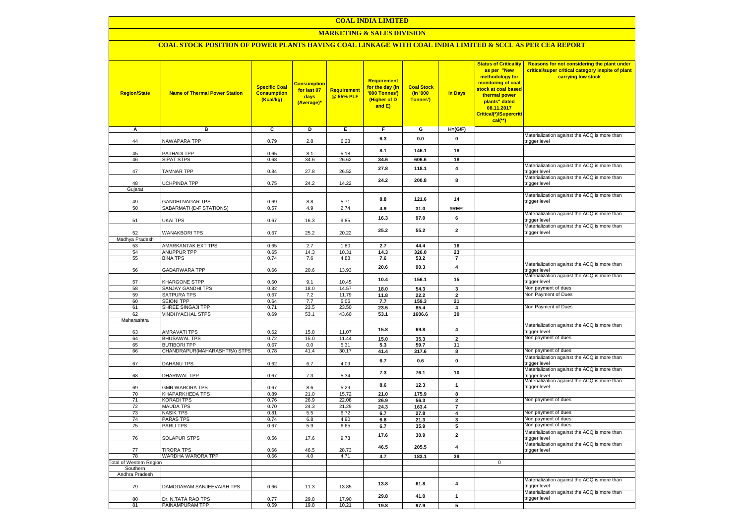# COAL INDIA LIMITED

## MARKETING & SALES DIVISION

### COAL STOCK POSITION OF POWER PLANTS HAVING COAL LINKAGE WITH COAL INDIA LIMITED & SCCL AS PER CEA REPORT

| Region/State | Name of Thermal Power Station | Specific Coal Consumption (Kcal/kg) | Consumption for last 07 days (Average)* | Requirement @ 55% PLF | Requirement for the day (In '000 Tonnes') (Higher of D and E) | Coal Stock (In '000 Tonnes') | In Days | Status of Criticality as per "New methodology for monitoring of coal stock at coal based thermal power plants" dated 08.11.2017 Critical(*)/Supercritical(**) | Reasons for not considering the plant under critical/super critical category inspite of plant carrying low stock |
|---|---|---|---|---|---|---|---|---|---|
| A | B | C | D | E | F | G | H=(G/F) | | |
| 44 | NAWAPARA TPP | 0.79 | 2.8 | 6.28 | 6.3 | 0.0 | 0 | | Materialization against the ACQ is more than trigger level |
| 45 | PATHADI TPP | 0.65 | 8.1 | 5.18 | 8.1 | 146.1 | 18 | | |
| 46 | SIPAT STPS | 0.68 | 34.6 | 26.62 | 34.6 | 606.6 | 18 | | |
| 47 | TAMNAR TPP | 0.84 | 27.8 | 26.52 | 27.8 | 118.1 | 4 | | Materialization against the ACQ is more than trigger level |
| 48 | UCHPINDA TPP | 0.75 | 24.2 | 14.22 | 24.2 | 200.8 | 8 | | Materialization against the ACQ is more than trigger level |
| Gujarat | | | | | | | | | |
| 49 | GANDHI NAGAR TPS | 0.69 | 8.8 | 5.71 | 8.8 | 121.6 | 14 | | Materialization against the ACQ is more than trigger level |
| 50 | SABARMATI (D-F STATIONS) | 0.57 | 4.9 | 2.74 | 4.9 | 31.0 | #REF! | | |
| 51 | UKAI TPS | 0.67 | 16.3 | 9.85 | 16.3 | 97.0 | 6 | | Materialization against the ACQ is more than trigger level |
| 52 | WANAKBORI TPS | 0.67 | 25.2 | 20.22 | 25.2 | 55.2 | 2 | | Materialization against the ACQ is more than trigger level |
| Madhya Pradesh | | | | | | | | | |
| 53 | AMARKANTAK EXT TPS | 0.65 | 2.7 | 1.80 | 2.7 | 44.4 | 16 | | |
| 54 | ANUPPUR TPP | 0.65 | 14.3 | 10.31 | 14.3 | 326.0 | 23 | | |
| 55 | BINA TPS | 0.74 | 7.6 | 4.88 | 7.6 | 53.2 | 7 | | |
| 56 | GADARWARA TPP | 0.66 | 20.6 | 13.93 | 20.6 | 90.3 | 4 | | Materialization against the ACQ is more than trigger level |
| 57 | KHARGONE STPP | 0.60 | 9.1 | 10.45 | 10.4 | 156.1 | 15 | | Materialization against the ACQ is more than trigger level |
| 58 | SANJAY GANDHI TPS | 0.82 | 18.0 | 14.57 | 18.0 | 54.3 | 3 | | Non payment of dues |
| 59 | SATPURA TPS | 0.67 | 7.2 | 11.79 | 11.8 | 22.2 | 2 | | Non Payment of Dues |
| 60 | SEIONI TPP | 0.64 | 7.7 | 5.06 | 7.7 | 159.3 | 21 | | |
| 61 | SHREE SINGAJI TPP | 0.71 | 23.5 | 23.50 | 23.5 | 85.4 | 4 | | Non Payment of Dues |
| 62 | VINDHYACHAL STPS | 0.69 | 53.1 | 43.60 | 53.1 | 1606.6 | 30 | | |
| Maharashtra | | | | | | | | | |
| 63 | AMRAVATI TPS | 0.62 | 15.8 | 11.07 | 15.8 | 69.8 | 4 | | Materialization against the ACQ is more than trigger level |
| 64 | BHUSAWAL TPS | 0.72 | 15.0 | 11.44 | 15.0 | 35.3 | 2 | | Non payment of dues |
| 65 | BUTIBORI TPP | 0.67 | 0.0 | 5.31 | 5.3 | 59.7 | 11 | | |
| 66 | CHANDRAPUR(MAHARASHTRA) STPS | 0.78 | 41.4 | 30.17 | 41.4 | 317.6 | 8 | | Non payment of dues |
| 67 | DAHANU TPS | 0.62 | 6.7 | 4.09 | 6.7 | 0.6 | 0 | | Materialization against the ACQ is more than trigger level |
| 68 | DHARIWAL TPP | 0.67 | 7.3 | 5.34 | 7.3 | 76.1 | 10 | | Materialization against the ACQ is more than trigger level |
| 69 | GMR WARORA TPS | 0.67 | 8.6 | 5.29 | 8.6 | 12.3 | 1 | | Materialization against the ACQ is more than trigger level |
| 70 | KHAPARKHEDA TPS | 0.89 | 21.0 | 15.72 | 21.0 | 175.9 | 8 | | |
| 71 | KORADI TPS | 0.76 | 26.9 | 22.08 | 26.9 | 56.3 | 2 | | Non payment of dues |
| 72 | MAUDA TPS | 0.70 | 24.3 | 21.29 | 24.3 | 163.4 | 7 | | |
| 73 | NASIK TPS | 0.81 | 5.5 | 6.72 | 6.7 | 27.8 | 4 | | Non payment of dues |
| 74 | PARAS TPS | 0.74 | 6.8 | 4.90 | 6.8 | 21.3 | 3 | | Non payment of dues |
| 75 | PARLI TPS | 0.67 | 5.9 | 6.65 | 6.7 | 35.9 | 5 | | Non payment of dues |
| 76 | SOLAPUR STPS | 0.56 | 17.6 | 9.73 | 17.6 | 30.9 | 2 | | Materialization against the ACQ is more than trigger level |
| 77 | TIRORA TPS | 0.66 | 46.5 | 28.73 | 46.5 | 205.5 | 4 | | Materialization against the ACQ is more than trigger level |
| 78 | WARDHA WARORA TPP | 0.66 | 4.0 | 4.71 | 4.7 | 183.1 | 39 | | |
| Total of Western Region | | | | | | | | 0 | |
| Southern | | | | | | | | | |
| Andhra Pradesh | | | | | | | | | |
| 79 | DAMODARAM SANJEEVAIAH TPS | 0.66 | 11.3 | 13.85 | 13.8 | 61.8 | 4 | | Materialization against the ACQ is more than trigger level |
| 80 | Dr. N.TATA RAO TPS | 0.77 | 29.8 | 17.90 | 29.8 | 41.0 | 1 | | Materialization against the ACQ is more than trigger level |
| 81 | PAINAMPURAM TPP | 0.59 | 19.8 | 10.21 | 19.8 | 97.9 | 5 | | |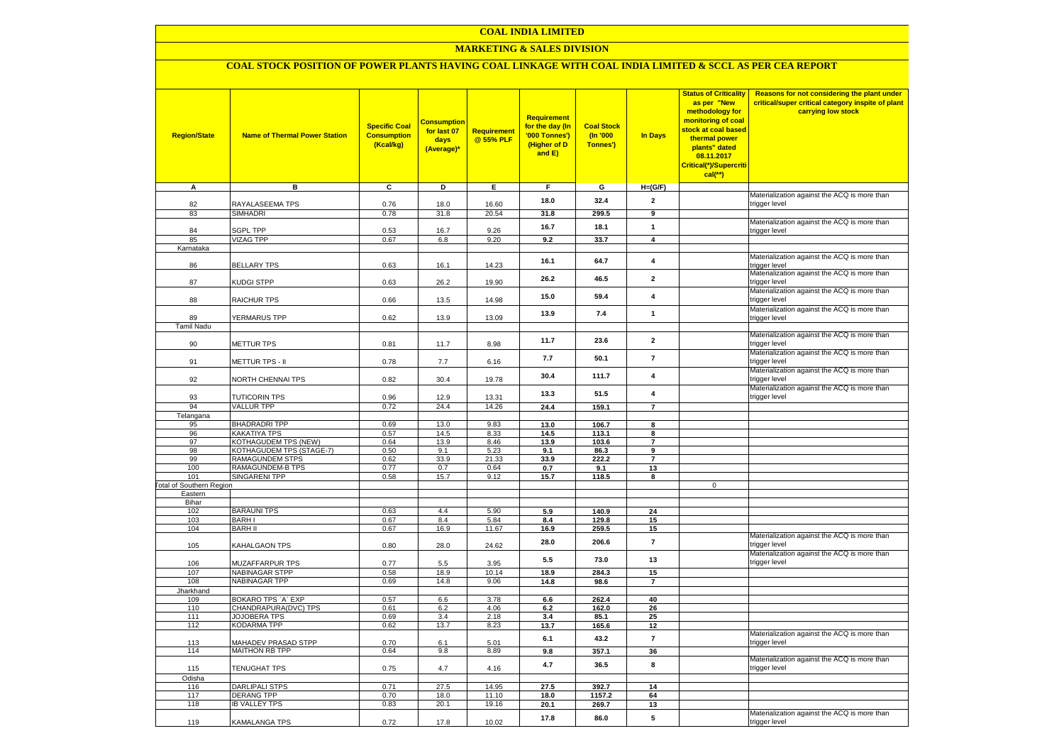# COAL INDIA LIMITED

## MARKETING & SALES DIVISION

### COAL STOCK POSITION OF POWER PLANTS HAVING COAL LINKAGE WITH COAL INDIA LIMITED & SCCL AS PER CEA REPORT

| Region/State | Name of Thermal Power Station | Specific Coal Consumption (Kcal/kg) | Consumption for last 07 days (Average)* | Requirement @ 55% PLF | Requirement for the day (In '000 Tonnes') (Higher of D and E) | Coal Stock (In '000 Tonnes') | In Days | Status of Criticality as per "New methodology for monitoring of coal stock at coal based thermal power plants" dated 08.11.2017 Critical(*)/Supercritical(**) | Reasons for not considering the plant under critical/super critical category inspite of plant carrying low stock |
|---|---|---|---|---|---|---|---|---|---|
| A | B | C | D | E | F | G | H=(G/F) | | |
| 82 | RAYALASEEMA TPS | 0.76 | 18.0 | 16.60 | 18.0 | 32.4 | 2 | | Materialization against the ACQ is more than trigger level |
| 83 | SIMHADRI | 0.78 | 31.8 | 20.54 | 31.8 | 299.5 | 9 | | |
| 84 | SGPL TPP | 0.53 | 16.7 | 9.26 | 16.7 | 18.1 | 1 | | Materialization against the ACQ is more than trigger level |
| 85 | VIZAG TPP | 0.67 | 6.8 | 9.20 | 9.2 | 33.7 | 4 | | |
| Karnataka | | | | | | | | | |
| 86 | BELLARY TPS | 0.63 | 16.1 | 14.23 | 16.1 | 64.7 | 4 | | Materialization against the ACQ is more than trigger level |
| 87 | KUDGI STPP | 0.63 | 26.2 | 19.90 | 26.2 | 46.5 | 2 | | Materialization against the ACQ is more than trigger level |
| 88 | RAICHUR TPS | 0.66 | 13.5 | 14.98 | 15.0 | 59.4 | 4 | | Materialization against the ACQ is more than trigger level |
| 89 | YERMARUS TPP | 0.62 | 13.9 | 13.09 | 13.9 | 7.4 | 1 | | Materialization against the ACQ is more than trigger level |
| Tamil Nadu | | | | | | | | | |
| 90 | METTUR TPS | 0.81 | 11.7 | 8.98 | 11.7 | 23.6 | 2 | | Materialization against the ACQ is more than trigger level |
| 91 | METTUR TPS - II | 0.78 | 7.7 | 6.16 | 7.7 | 50.1 | 7 | | Materialization against the ACQ is more than trigger level |
| 92 | NORTH CHENNAI TPS | 0.82 | 30.4 | 19.78 | 30.4 | 111.7 | 4 | | Materialization against the ACQ is more than trigger level |
| 93 | TUTICORIN TPS | 0.96 | 12.9 | 13.31 | 13.3 | 51.5 | 4 | | Materialization against the ACQ is more than trigger level |
| 94 | VALLUR TPP | 0.72 | 24.4 | 14.26 | 24.4 | 159.1 | 7 | | |
| Telangana | | | | | | | | | |
| 95 | BHADRADRI TPP | 0.69 | 13.0 | 9.83 | 13.0 | 106.7 | 8 | | |
| 96 | KAKATIYA TPS | 0.57 | 14.5 | 8.33 | 14.5 | 113.1 | 8 | | |
| 97 | KOTHAGUDEM TPS (NEW) | 0.64 | 13.9 | 8.46 | 13.9 | 103.6 | 7 | | |
| 98 | KOTHAGUDEM TPS (STAGE-7) | 0.50 | 9.1 | 5.23 | 9.1 | 86.3 | 9 | | |
| 99 | RAMAGUNDEM STPS | 0.62 | 33.9 | 21.33 | 33.9 | 222.2 | 7 | | |
| 100 | RAMAGUNDEM-B TPS | 0.77 | 0.7 | 0.64 | 0.7 | 9.1 | 13 | | |
| 101 | SINGARENI TPP | 0.58 | 15.7 | 9.12 | 15.7 | 118.5 | 8 | | |
| Total of Southern Region | | | | | | | | 0 | |
| Eastern | | | | | | | | | |
| Bihar | | | | | | | | | |
| 102 | BARAUNI TPS | 0.63 | 4.4 | 5.90 | 5.9 | 140.9 | 24 | | |
| 103 | BARH I | 0.67 | 8.4 | 5.84 | 8.4 | 129.8 | 15 | | |
| 104 | BARH II | 0.67 | 16.9 | 11.67 | 16.9 | 259.5 | 15 | | |
| 105 | KAHALGAON TPS | 0.80 | 28.0 | 24.62 | 28.0 | 206.6 | 7 | | Materialization against the ACQ is more than trigger level |
| 106 | MUZAFFARPUR TPS | 0.77 | 5.5 | 3.95 | 5.5 | 73.0 | 13 | | Materialization against the ACQ is more than trigger level |
| 107 | NABINAGAR STPP | 0.58 | 18.9 | 10.14 | 18.9 | 284.3 | 15 | | |
| 108 | NABINAGAR TPP | 0.69 | 14.8 | 9.06 | 14.8 | 98.6 | 7 | | |
| Jharkhand | | | | | | | | | |
| 109 | BOKARO TPS `A` EXP | 0.57 | 6.6 | 3.78 | 6.6 | 262.4 | 40 | | |
| 110 | CHANDRAPURA(DVC) TPS | 0.61 | 6.2 | 4.06 | 6.2 | 162.0 | 26 | | |
| 111 | JOJOBERA TPS | 0.69 | 3.4 | 2.18 | 3.4 | 85.1 | 25 | | |
| 112 | KODARMA TPP | 0.62 | 13.7 | 8.23 | 13.7 | 165.6 | 12 | | |
| 113 | MAHADEV PRASAD STPP | 0.70 | 6.1 | 5.01 | 6.1 | 43.2 | 7 | | Materialization against the ACQ is more than trigger level |
| 114 | MAITHON RB TPP | 0.64 | 9.8 | 8.89 | 9.8 | 357.1 | 36 | | |
| 115 | TENUGHAT TPS | 0.75 | 4.7 | 4.16 | 4.7 | 36.5 | 8 | | Materialization against the ACQ is more than trigger level |
| Odisha | | | | | | | | | |
| 116 | DARLIPALI STPS | 0.71 | 27.5 | 14.95 | 27.5 | 392.7 | 14 | | |
| 117 | DERANG TPP | 0.70 | 18.0 | 11.10 | 18.0 | 1157.2 | 64 | | |
| 118 | IB VALLEY TPS | 0.83 | 20.1 | 19.16 | 20.1 | 269.7 | 13 | | |
| 119 | KAMALANGA TPS | 0.72 | 17.8 | 10.02 | 17.8 | 86.0 | 5 | | Materialization against the ACQ is more than trigger level |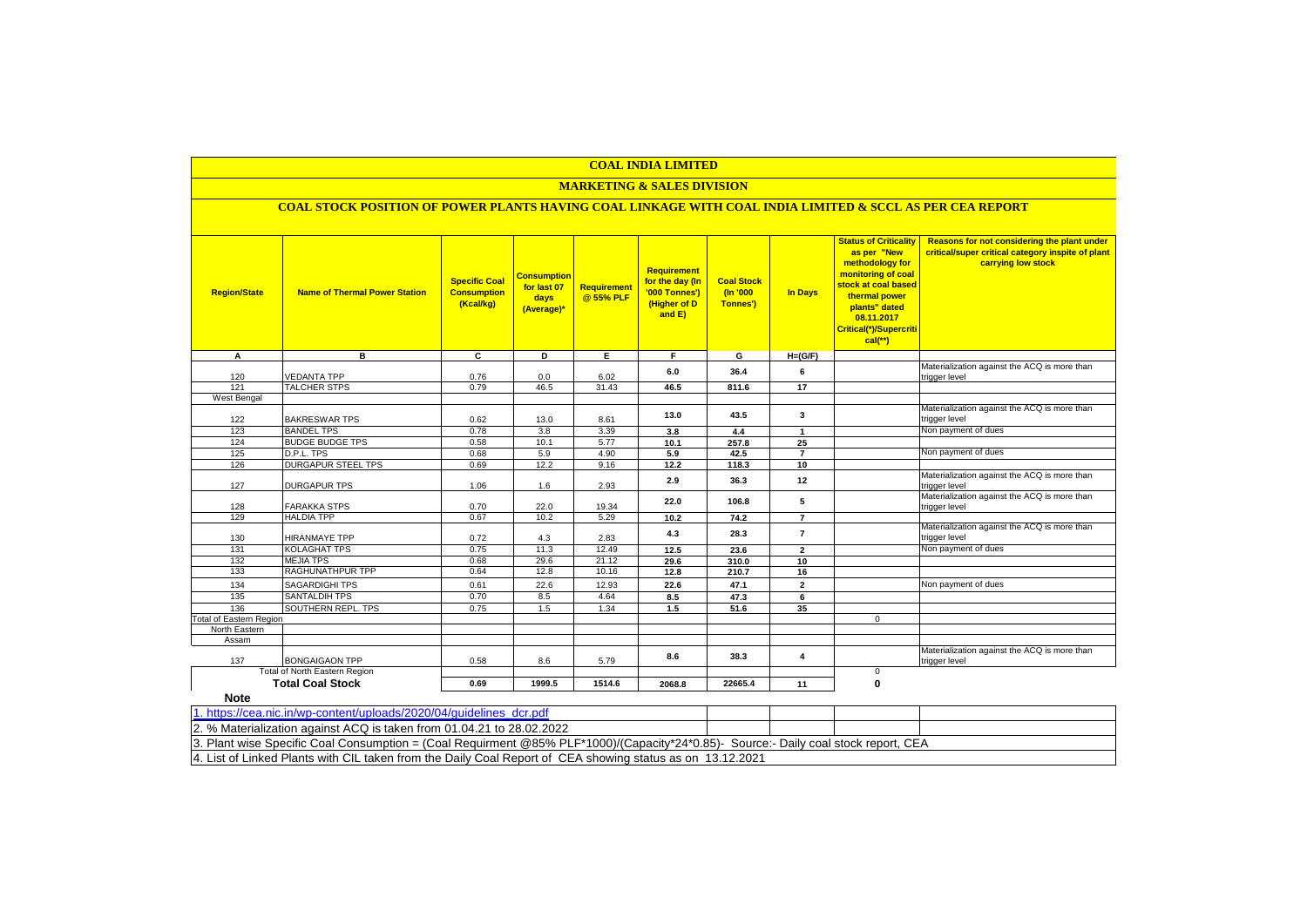# COAL INDIA LIMITED

## MARKETING & SALES DIVISION

### COAL STOCK POSITION OF POWER PLANTS HAVING COAL LINKAGE WITH COAL INDIA LIMITED & SCCL AS PER CEA REPORT

| Region/State | Name of Thermal Power Station | Specific Coal Consumption (Kcal/kg) | Consumption for last 07 days (Average)* | Requirement @ 55% PLF | Requirement for the day (In '000 Tonnes') (Higher of D and E) | Coal Stock (In '000 Tonnes') | In Days | Status of Criticality as per "New methodology for monitoring of coal stock at coal based thermal power plants" dated 08.11.2017 Critical(*)/Supercritical(**) | Reasons for not considering the plant under critical/super critical category inspite of plant carrying low stock |
|---|---|---|---|---|---|---|---|---|---|
| A | B | C | D | E | F | G | H=(G/F) | | |
| 120 | VEDANTA TPP | 0.76 | 0.0 | 6.02 | 6.0 | 36.4 | 6 | | Materialization against the ACQ is more than trigger level |
| 121 | TALCHER STPS | 0.79 | 46.5 | 31.43 | 46.5 | 811.6 | 17 | | |
| West Bengal | | | | | | | | | |
| 122 | BAKRESWAR TPS | 0.62 | 13.0 | 8.61 | 13.0 | 43.5 | 3 | | Materialization against the ACQ is more than trigger level |
| 123 | BANDEL TPS | 0.78 | 3.8 | 3.39 | 3.8 | 4.4 | 1 | | Non payment of dues |
| 124 | BUDGE BUDGE TPS | 0.58 | 10.1 | 5.77 | 10.1 | 257.8 | 25 | | |
| 125 | D.P.L. TPS | 0.68 | 5.9 | 4.90 | 5.9 | 42.5 | 7 | | Non payment of dues |
| 126 | DURGAPUR STEEL TPS | 0.69 | 12.2 | 9.16 | 12.2 | 118.3 | 10 | | |
| 127 | DURGAPUR TPS | 1.06 | 1.6 | 2.93 | 2.9 | 36.3 | 12 | | Materialization against the ACQ is more than trigger level |
| 128 | FARAKKA STPS | 0.70 | 22.0 | 19.34 | 22.0 | 106.8 | 5 | | Materialization against the ACQ is more than trigger level |
| 129 | HALDIA TPP | 0.67 | 10.2 | 5.29 | 10.2 | 74.2 | 7 | | |
| 130 | HIRANMAYE TPP | 0.72 | 4.3 | 2.83 | 4.3 | 28.3 | 7 | | Materialization against the ACQ is more than trigger level |
| 131 | KOLAGHAT TPS | 0.75 | 11.3 | 12.49 | 12.5 | 23.6 | 2 | | Non payment of dues |
| 132 | MEJIA TPS | 0.68 | 29.6 | 21.12 | 29.6 | 310.0 | 10 | | |
| 133 | RAGHUNATHPUR TPP | 0.64 | 12.8 | 10.16 | 12.8 | 210.7 | 16 | | |
| 134 | SAGARDIGHI TPS | 0.61 | 22.6 | 12.93 | 22.6 | 47.1 | 2 | | Non payment of dues |
| 135 | SANTALDIH TPS | 0.70 | 8.5 | 4.64 | 8.5 | 47.3 | 6 | | |
| 136 | SOUTHERN REPL. TPS | 0.75 | 1.5 | 1.34 | 1.5 | 51.6 | 35 | | |
| Total of Eastern Region | | | | | | | | 0 | |
| North Eastern | | | | | | | | | |
| Assam | | | | | | | | | |
| 137 | BONGAIGAON TPP | 0.58 | 8.6 | 5.79 | 8.6 | 38.3 | 4 | | Materialization against the ACQ is more than trigger level |
| Total of North Eastern Region | | | | | | | | 0 | |
| **Total Coal Stock** | | **0.69** | **1999.5** | **1514.6** | **2068.8** | **22665.4** | **11** | **0** | |

**Note**

1. https://cea.nic.in/wp-content/uploads/2020/04/guidelines_dcr.pdf
2. % Materialization against ACQ is taken from 01.04.21 to 28.02.2022
3. Plant wise Specific Coal Consumption = (Coal Requirment @85% PLF*1000)/(Capacity*24*0.85)- Source:- Daily coal stock report, CEA
4. List of Linked Plants with CIL taken from the Daily Coal Report of CEA showing status as on 13.12.2021